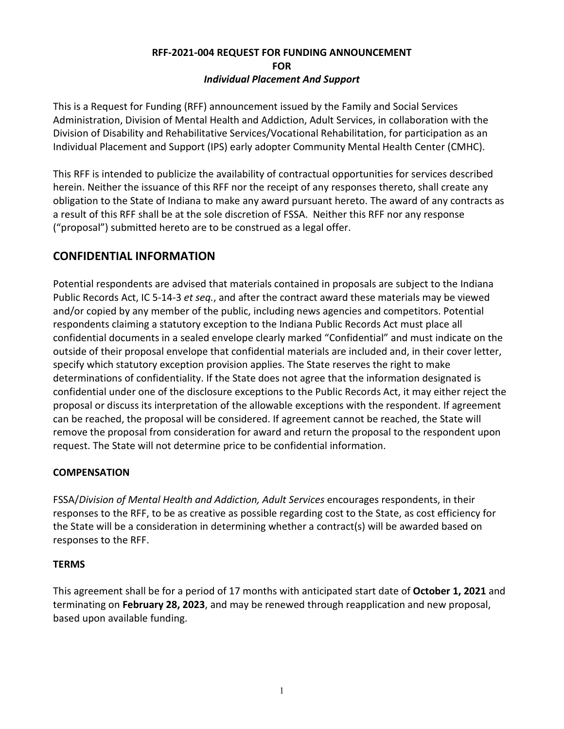**RFF-2021-004 REQUEST FOR FUNDING ANNOUNCEMENT**
**FOR**
***Individual Placement And Support***

This is a Request for Funding (RFF) announcement issued by the Family and Social Services Administration, Division of Mental Health and Addiction, Adult Services, in collaboration with the Division of Disability and Rehabilitative Services/Vocational Rehabilitation, for participation as an Individual Placement and Support (IPS) early adopter Community Mental Health Center (CMHC).

This RFF is intended to publicize the availability of contractual opportunities for services described herein. Neither the issuance of this RFF nor the receipt of any responses thereto, shall create any obligation to the State of Indiana to make any award pursuant hereto. The award of any contracts as a result of this RFF shall be at the sole discretion of FSSA. Neither this RFF nor any response ("proposal") submitted hereto are to be construed as a legal offer.

## CONFIDENTIAL INFORMATION

Potential respondents are advised that materials contained in proposals are subject to the Indiana Public Records Act, IC 5-14-3 *et seq.*, and after the contract award these materials may be viewed and/or copied by any member of the public, including news agencies and competitors. Potential respondents claiming a statutory exception to the Indiana Public Records Act must place all confidential documents in a sealed envelope clearly marked "Confidential" and must indicate on the outside of their proposal envelope that confidential materials are included and, in their cover letter, specify which statutory exception provision applies. The State reserves the right to make determinations of confidentiality. If the State does not agree that the information designated is confidential under one of the disclosure exceptions to the Public Records Act, it may either reject the proposal or discuss its interpretation of the allowable exceptions with the respondent. If agreement can be reached, the proposal will be considered. If agreement cannot be reached, the State will remove the proposal from consideration for award and return the proposal to the respondent upon request. The State will not determine price to be confidential information.

### COMPENSATION

FSSA/*Division of Mental Health and Addiction, Adult Services* encourages respondents, in their responses to the RFF, to be as creative as possible regarding cost to the State, as cost efficiency for the State will be a consideration in determining whether a contract(s) will be awarded based on responses to the RFF.

### TERMS

This agreement shall be for a period of 17 months with anticipated start date of **October 1, 2021** and terminating on **February 28, 2023**, and may be renewed through reapplication and new proposal, based upon available funding.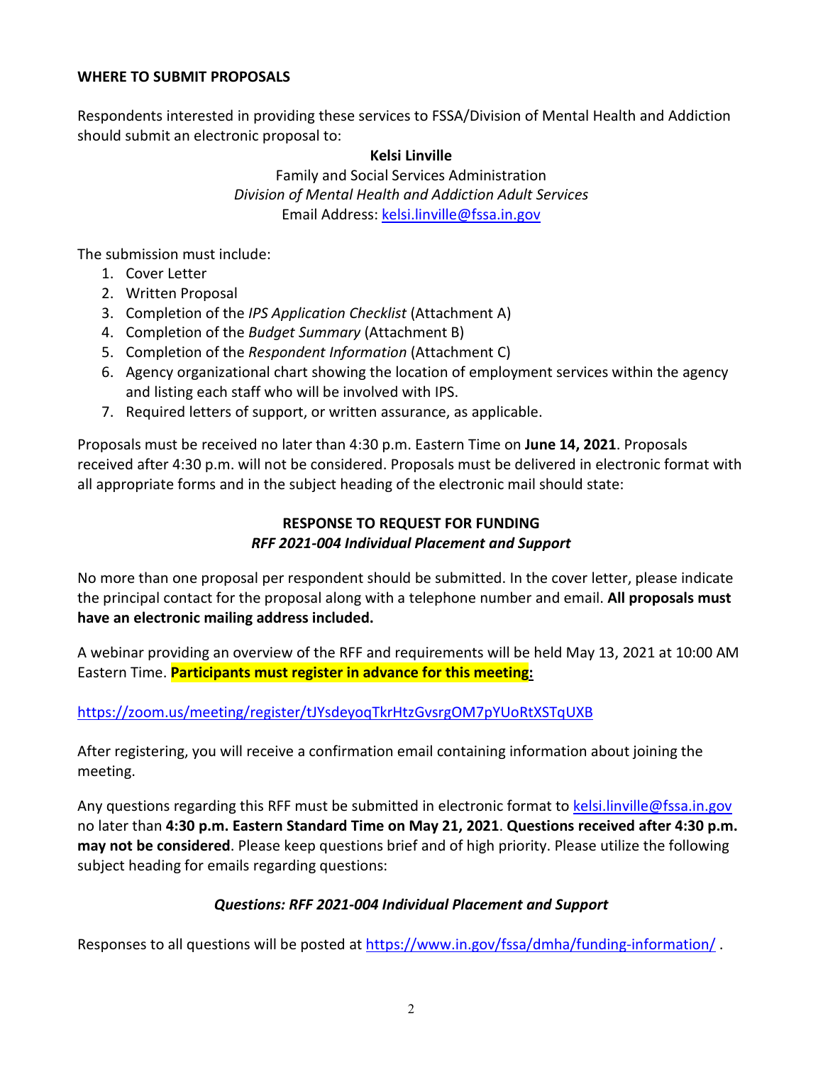**WHERE TO SUBMIT PROPOSALS**

Respondents interested in providing these services to FSSA/Division of Mental Health and Addiction should submit an electronic proposal to:

**Kelsi Linville**
Family and Social Services Administration
*Division of Mental Health and Addiction Adult Services*
Email Address: kelsi.linville@fssa.in.gov

The submission must include:

1. Cover Letter
2. Written Proposal
3. Completion of the *IPS Application Checklist* (Attachment A)
4. Completion of the *Budget Summary* (Attachment B)
5. Completion of the *Respondent Information* (Attachment C)
6. Agency organizational chart showing the location of employment services within the agency and listing each staff who will be involved with IPS.
7. Required letters of support, or written assurance, as applicable.

Proposals must be received no later than 4:30 p.m. Eastern Time on **June 14, 2021**. Proposals received after 4:30 p.m. will not be considered. Proposals must be delivered in electronic format with all appropriate forms and in the subject heading of the electronic mail should state:

**RESPONSE TO REQUEST FOR FUNDING**
***RFF 2021-004 Individual Placement and Support***

No more than one proposal per respondent should be submitted. In the cover letter, please indicate the principal contact for the proposal along with a telephone number and email. **All proposals must have an electronic mailing address included.**

A webinar providing an overview of the RFF and requirements will be held May 13, 2021 at 10:00 AM Eastern Time. **Participants must register in advance for this meeting:**

https://zoom.us/meeting/register/tJYsdeyoqTkrHtzGvsrgOM7pYUoRtXSTqUXB

After registering, you will receive a confirmation email containing information about joining the meeting.

Any questions regarding this RFF must be submitted in electronic format to kelsi.linville@fssa.in.gov no later than **4:30 p.m. Eastern Standard Time on May 21, 2021**. **Questions received after 4:30 p.m. may not be considered**. Please keep questions brief and of high priority. Please utilize the following subject heading for emails regarding questions:

***Questions: RFF 2021-004 Individual Placement and Support***

Responses to all questions will be posted at https://www.in.gov/fssa/dmha/funding-information/ .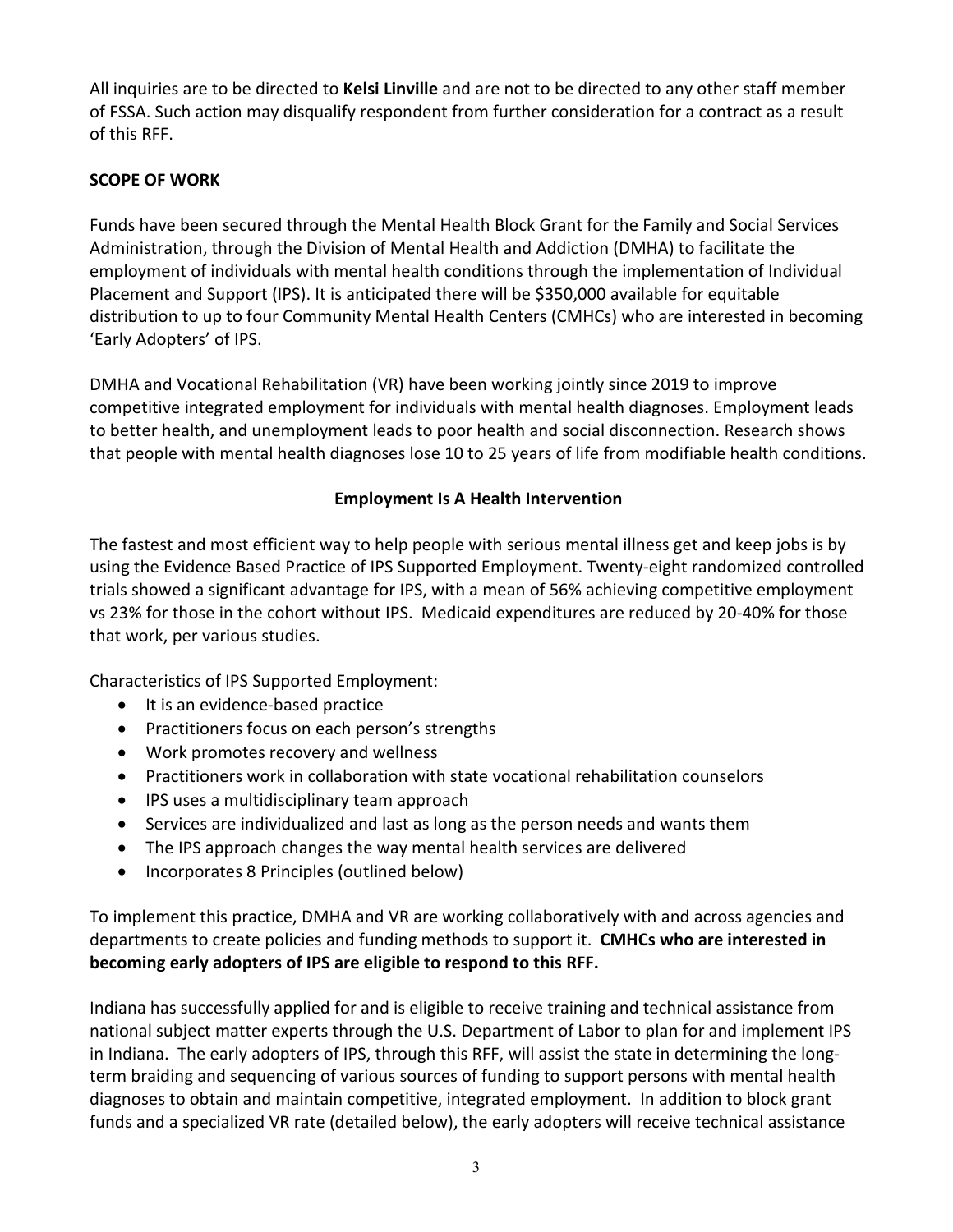All inquiries are to be directed to **Kelsi Linville** and are not to be directed to any other staff member of FSSA. Such action may disqualify respondent from further consideration for a contract as a result of this RFF.

## SCOPE OF WORK

Funds have been secured through the Mental Health Block Grant for the Family and Social Services Administration, through the Division of Mental Health and Addiction (DMHA) to facilitate the employment of individuals with mental health conditions through the implementation of Individual Placement and Support (IPS). It is anticipated there will be $350,000 available for equitable distribution to up to four Community Mental Health Centers (CMHCs) who are interested in becoming 'Early Adopters' of IPS.

DMHA and Vocational Rehabilitation (VR) have been working jointly since 2019 to improve competitive integrated employment for individuals with mental health diagnoses. Employment leads to better health, and unemployment leads to poor health and social disconnection. Research shows that people with mental health diagnoses lose 10 to 25 years of life from modifiable health conditions.

### Employment Is A Health Intervention

The fastest and most efficient way to help people with serious mental illness get and keep jobs is by using the Evidence Based Practice of IPS Supported Employment. Twenty-eight randomized controlled trials showed a significant advantage for IPS, with a mean of 56% achieving competitive employment vs 23% for those in the cohort without IPS. Medicaid expenditures are reduced by 20-40% for those that work, per various studies.

Characteristics of IPS Supported Employment:

- It is an evidence-based practice
- Practitioners focus on each person's strengths
- Work promotes recovery and wellness
- Practitioners work in collaboration with state vocational rehabilitation counselors
- IPS uses a multidisciplinary team approach
- Services are individualized and last as long as the person needs and wants them
- The IPS approach changes the way mental health services are delivered
- Incorporates 8 Principles (outlined below)

To implement this practice, DMHA and VR are working collaboratively with and across agencies and departments to create policies and funding methods to support it. **CMHCs who are interested in becoming early adopters of IPS are eligible to respond to this RFF.**

Indiana has successfully applied for and is eligible to receive training and technical assistance from national subject matter experts through the U.S. Department of Labor to plan for and implement IPS in Indiana. The early adopters of IPS, through this RFF, will assist the state in determining the long-term braiding and sequencing of various sources of funding to support persons with mental health diagnoses to obtain and maintain competitive, integrated employment. In addition to block grant funds and a specialized VR rate (detailed below), the early adopters will receive technical assistance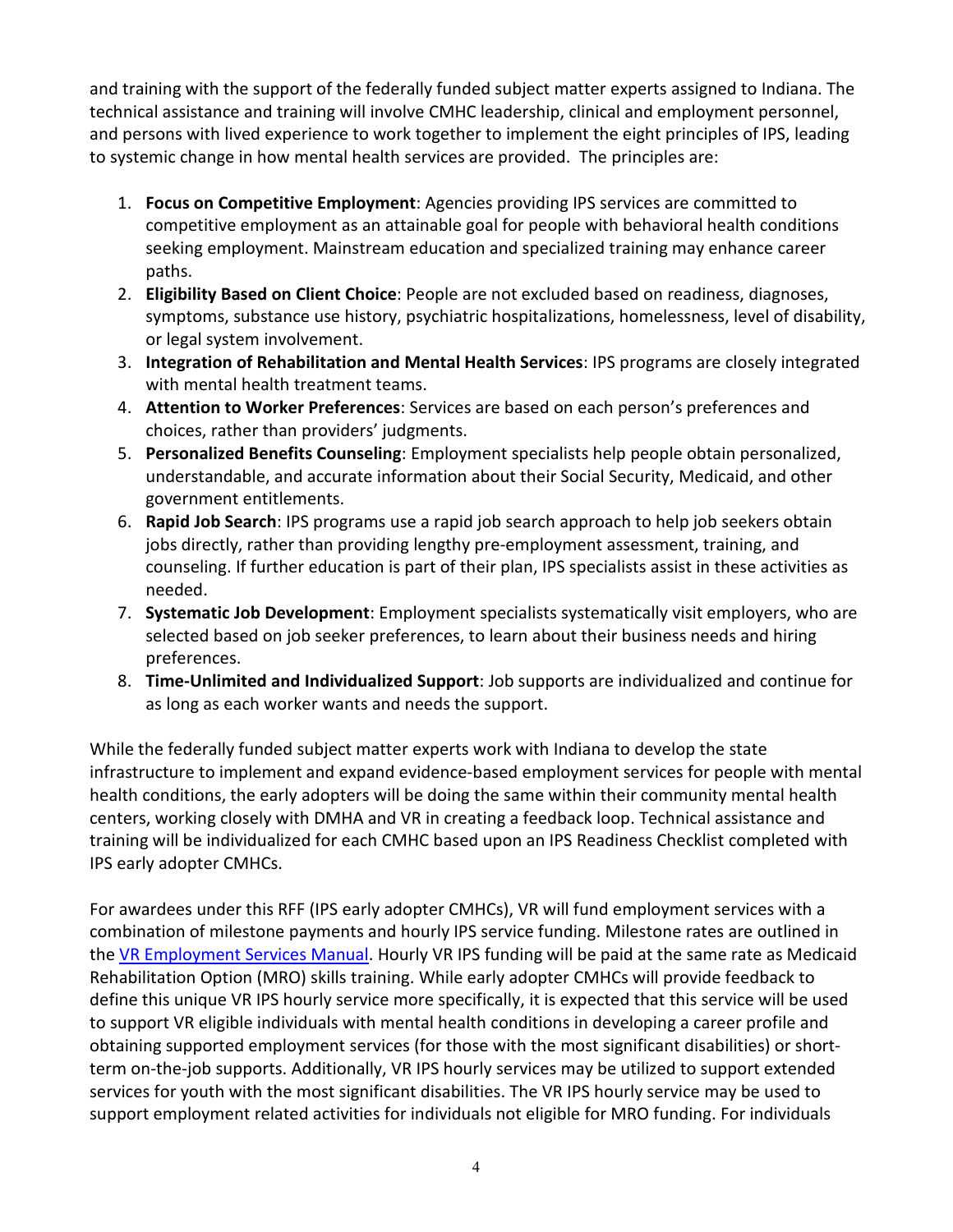and training with the support of the federally funded subject matter experts assigned to Indiana. The technical assistance and training will involve CMHC leadership, clinical and employment personnel, and persons with lived experience to work together to implement the eight principles of IPS, leading to systemic change in how mental health services are provided. The principles are:

1. **Focus on Competitive Employment**: Agencies providing IPS services are committed to competitive employment as an attainable goal for people with behavioral health conditions seeking employment. Mainstream education and specialized training may enhance career paths.
2. **Eligibility Based on Client Choice**: People are not excluded based on readiness, diagnoses, symptoms, substance use history, psychiatric hospitalizations, homelessness, level of disability, or legal system involvement.
3. **Integration of Rehabilitation and Mental Health Services**: IPS programs are closely integrated with mental health treatment teams.
4. **Attention to Worker Preferences**: Services are based on each person's preferences and choices, rather than providers' judgments.
5. **Personalized Benefits Counseling**: Employment specialists help people obtain personalized, understandable, and accurate information about their Social Security, Medicaid, and other government entitlements.
6. **Rapid Job Search**: IPS programs use a rapid job search approach to help job seekers obtain jobs directly, rather than providing lengthy pre-employment assessment, training, and counseling. If further education is part of their plan, IPS specialists assist in these activities as needed.
7. **Systematic Job Development**: Employment specialists systematically visit employers, who are selected based on job seeker preferences, to learn about their business needs and hiring preferences.
8. **Time-Unlimited and Individualized Support**: Job supports are individualized and continue for as long as each worker wants and needs the support.

While the federally funded subject matter experts work with Indiana to develop the state infrastructure to implement and expand evidence-based employment services for people with mental health conditions, the early adopters will be doing the same within their community mental health centers, working closely with DMHA and VR in creating a feedback loop. Technical assistance and training will be individualized for each CMHC based upon an IPS Readiness Checklist completed with IPS early adopter CMHCs.

For awardees under this RFF (IPS early adopter CMHCs), VR will fund employment services with a combination of milestone payments and hourly IPS service funding. Milestone rates are outlined in the VR Employment Services Manual. Hourly VR IPS funding will be paid at the same rate as Medicaid Rehabilitation Option (MRO) skills training. While early adopter CMHCs will provide feedback to define this unique VR IPS hourly service more specifically, it is expected that this service will be used to support VR eligible individuals with mental health conditions in developing a career profile and obtaining supported employment services (for those with the most significant disabilities) or short-term on-the-job supports. Additionally, VR IPS hourly services may be utilized to support extended services for youth with the most significant disabilities. The VR IPS hourly service may be used to support employment related activities for individuals not eligible for MRO funding. For individuals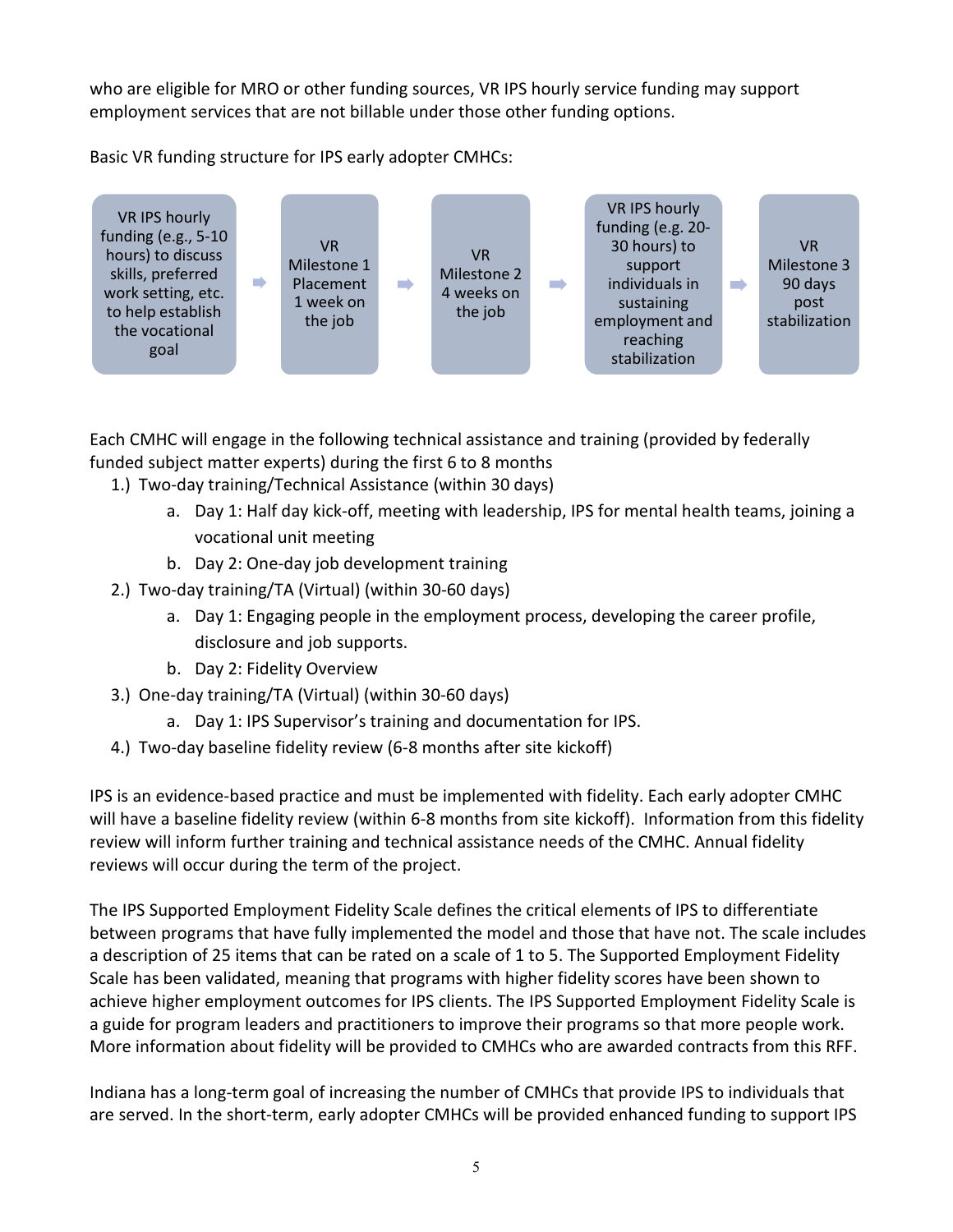who are eligible for MRO or other funding sources, VR IPS hourly service funding may support employment services that are not billable under those other funding options.

Basic VR funding structure for IPS early adopter CMHCs:

VR IPS hourly funding (e.g., 5-10 hours) to discuss skills, preferred work setting, etc. to help establish the vocational goal → VR Milestone 1 Placement 1 week on the job → VR Milestone 2 4 weeks on the job → VR IPS hourly funding (e.g. 20-30 hours) to support individuals in sustaining employment and reaching stabilization → VR Milestone 3 90 days post stabilization

Each CMHC will engage in the following technical assistance and training (provided by federally funded subject matter experts) during the first 6 to 8 months

1.) Two-day training/Technical Assistance (within 30 days)
    a. Day 1: Half day kick-off, meeting with leadership, IPS for mental health teams, joining a vocational unit meeting
    b. Day 2: One-day job development training
2.) Two-day training/TA (Virtual) (within 30-60 days)
    a. Day 1: Engaging people in the employment process, developing the career profile, disclosure and job supports.
    b. Day 2: Fidelity Overview
3.) One-day training/TA (Virtual) (within 30-60 days)
    a. Day 1: IPS Supervisor's training and documentation for IPS.
4.) Two-day baseline fidelity review (6-8 months after site kickoff)

IPS is an evidence-based practice and must be implemented with fidelity. Each early adopter CMHC will have a baseline fidelity review (within 6-8 months from site kickoff). Information from this fidelity review will inform further training and technical assistance needs of the CMHC. Annual fidelity reviews will occur during the term of the project.

The IPS Supported Employment Fidelity Scale defines the critical elements of IPS to differentiate between programs that have fully implemented the model and those that have not. The scale includes a description of 25 items that can be rated on a scale of 1 to 5. The Supported Employment Fidelity Scale has been validated, meaning that programs with higher fidelity scores have been shown to achieve higher employment outcomes for IPS clients. The IPS Supported Employment Fidelity Scale is a guide for program leaders and practitioners to improve their programs so that more people work. More information about fidelity will be provided to CMHCs who are awarded contracts from this RFF.

Indiana has a long-term goal of increasing the number of CMHCs that provide IPS to individuals that are served. In the short-term, early adopter CMHCs will be provided enhanced funding to support IPS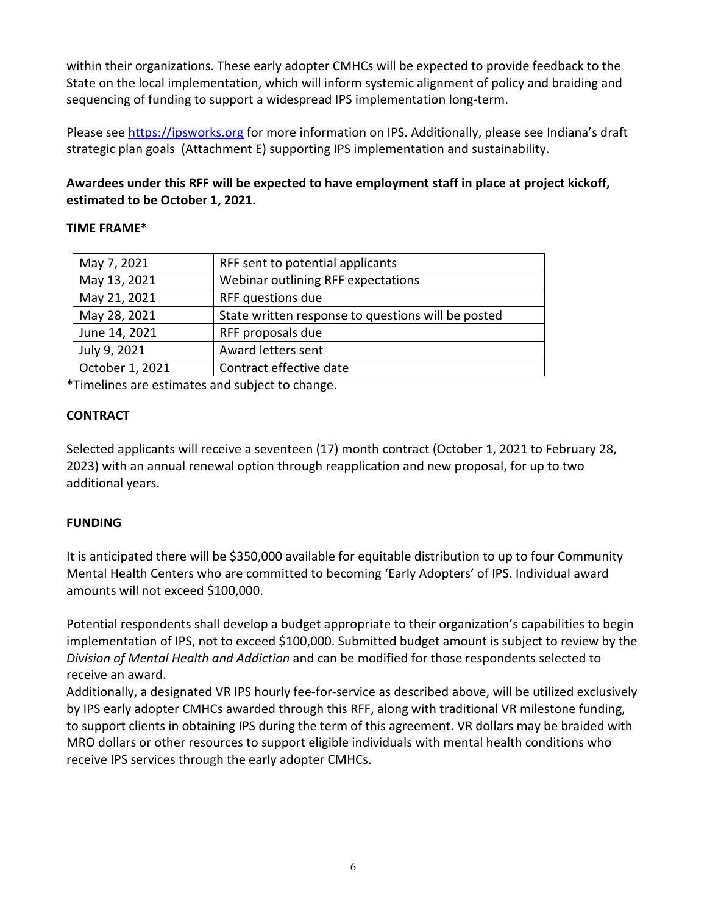within their organizations. These early adopter CMHCs will be expected to provide feedback to the State on the local implementation, which will inform systemic alignment of policy and braiding and sequencing of funding to support a widespread IPS implementation long-term.

Please see https://ipsworks.org for more information on IPS. Additionally, please see Indiana's draft strategic plan goals (Attachment E) supporting IPS implementation and sustainability.

**Awardees under this RFF will be expected to have employment staff in place at project kickoff, estimated to be October 1, 2021.**

**TIME FRAME***

| | |
|---|---|
| May 7, 2021 | RFF sent to potential applicants |
| May 13, 2021 | Webinar outlining RFF expectations |
| May 21, 2021 | RFF questions due |
| May 28, 2021 | State written response to questions will be posted |
| June 14, 2021 | RFF proposals due |
| July 9, 2021 | Award letters sent |
| October 1, 2021 | Contract effective date |

*Timelines are estimates and subject to change.

**CONTRACT**

Selected applicants will receive a seventeen (17) month contract (October 1, 2021 to February 28, 2023) with an annual renewal option through reapplication and new proposal, for up to two additional years.

**FUNDING**

It is anticipated there will be $350,000 available for equitable distribution to up to four Community Mental Health Centers who are committed to becoming 'Early Adopters' of IPS. Individual award amounts will not exceed $100,000.

Potential respondents shall develop a budget appropriate to their organization's capabilities to begin implementation of IPS, not to exceed $100,000. Submitted budget amount is subject to review by the *Division of Mental Health and Addiction* and can be modified for those respondents selected to receive an award.

Additionally, a designated VR IPS hourly fee-for-service as described above, will be utilized exclusively by IPS early adopter CMHCs awarded through this RFF, along with traditional VR milestone funding, to support clients in obtaining IPS during the term of this agreement. VR dollars may be braided with MRO dollars or other resources to support eligible individuals with mental health conditions who receive IPS services through the early adopter CMHCs.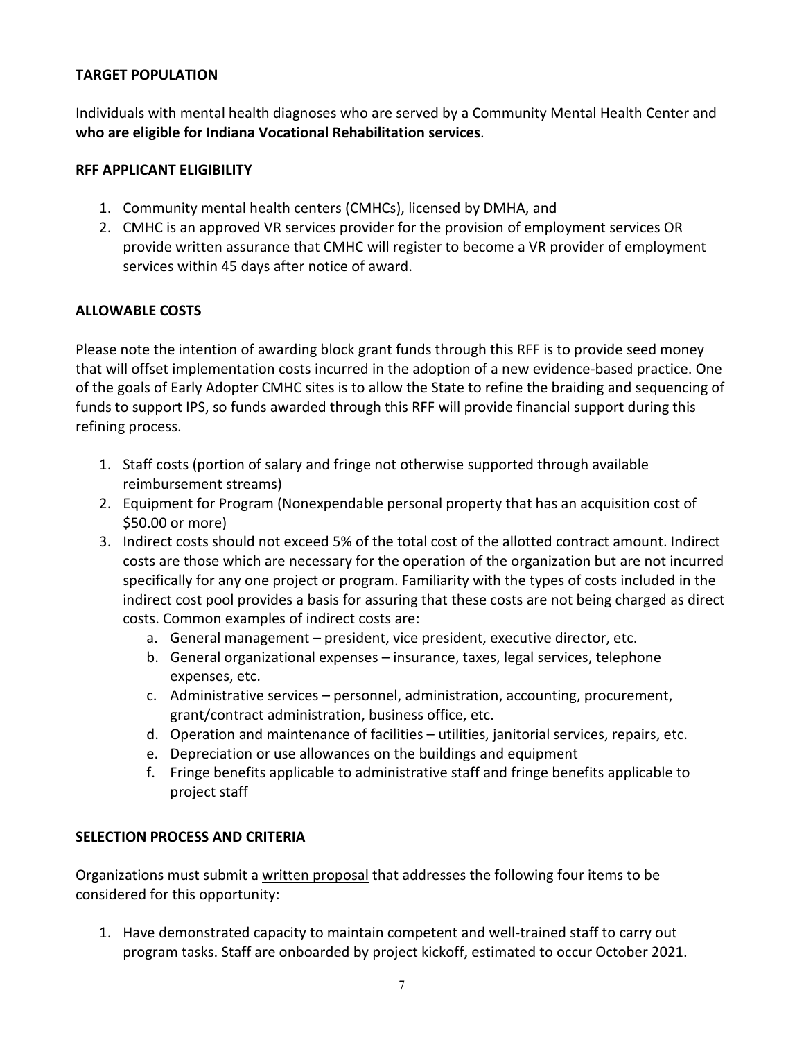**TARGET POPULATION**

Individuals with mental health diagnoses who are served by a Community Mental Health Center and **who are eligible for Indiana Vocational Rehabilitation services**.

**RFF APPLICANT ELIGIBILITY**

1. Community mental health centers (CMHCs), licensed by DMHA, and
2. CMHC is an approved VR services provider for the provision of employment services OR provide written assurance that CMHC will register to become a VR provider of employment services within 45 days after notice of award.

**ALLOWABLE COSTS**

Please note the intention of awarding block grant funds through this RFF is to provide seed money that will offset implementation costs incurred in the adoption of a new evidence-based practice. One of the goals of Early Adopter CMHC sites is to allow the State to refine the braiding and sequencing of funds to support IPS, so funds awarded through this RFF will provide financial support during this refining process.

1. Staff costs (portion of salary and fringe not otherwise supported through available reimbursement streams)
2. Equipment for Program (Nonexpendable personal property that has an acquisition cost of $50.00 or more)
3. Indirect costs should not exceed 5% of the total cost of the allotted contract amount. Indirect costs are those which are necessary for the operation of the organization but are not incurred specifically for any one project or program. Familiarity with the types of costs included in the indirect cost pool provides a basis for assuring that these costs are not being charged as direct costs. Common examples of indirect costs are:
    a. General management – president, vice president, executive director, etc.
    b. General organizational expenses – insurance, taxes, legal services, telephone expenses, etc.
    c. Administrative services – personnel, administration, accounting, procurement, grant/contract administration, business office, etc.
    d. Operation and maintenance of facilities – utilities, janitorial services, repairs, etc.
    e. Depreciation or use allowances on the buildings and equipment
    f. Fringe benefits applicable to administrative staff and fringe benefits applicable to project staff

**SELECTION PROCESS AND CRITERIA**

Organizations must submit a <u>written proposal</u> that addresses the following four items to be considered for this opportunity:

1. Have demonstrated capacity to maintain competent and well-trained staff to carry out program tasks. Staff are onboarded by project kickoff, estimated to occur October 2021.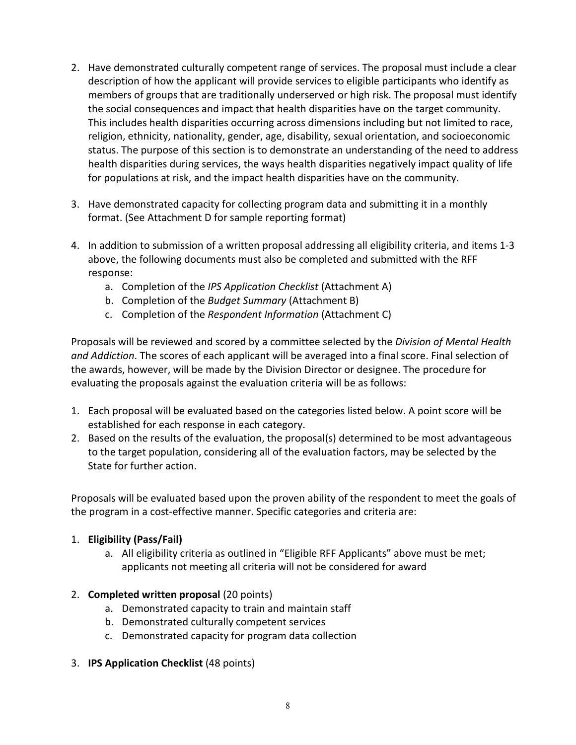2. Have demonstrated culturally competent range of services. The proposal must include a clear description of how the applicant will provide services to eligible participants who identify as members of groups that are traditionally underserved or high risk. The proposal must identify the social consequences and impact that health disparities have on the target community. This includes health disparities occurring across dimensions including but not limited to race, religion, ethnicity, nationality, gender, age, disability, sexual orientation, and socioeconomic status. The purpose of this section is to demonstrate an understanding of the need to address health disparities during services, the ways health disparities negatively impact quality of life for populations at risk, and the impact health disparities have on the community.

3. Have demonstrated capacity for collecting program data and submitting it in a monthly format. (See Attachment D for sample reporting format)

4. In addition to submission of a written proposal addressing all eligibility criteria, and items 1-3 above, the following documents must also be completed and submitted with the RFF response:
   a. Completion of the *IPS Application Checklist* (Attachment A)
   b. Completion of the *Budget Summary* (Attachment B)
   c. Completion of the *Respondent Information* (Attachment C)

Proposals will be reviewed and scored by a committee selected by the *Division of Mental Health and Addiction*. The scores of each applicant will be averaged into a final score. Final selection of the awards, however, will be made by the Division Director or designee. The procedure for evaluating the proposals against the evaluation criteria will be as follows:

1. Each proposal will be evaluated based on the categories listed below. A point score will be established for each response in each category.
2. Based on the results of the evaluation, the proposal(s) determined to be most advantageous to the target population, considering all of the evaluation factors, may be selected by the State for further action.

Proposals will be evaluated based upon the proven ability of the respondent to meet the goals of the program in a cost-effective manner. Specific categories and criteria are:

1. **Eligibility (Pass/Fail)**
   a. All eligibility criteria as outlined in "Eligible RFF Applicants" above must be met; applicants not meeting all criteria will not be considered for award

2. **Completed written proposal** (20 points)
   a. Demonstrated capacity to train and maintain staff
   b. Demonstrated culturally competent services
   c. Demonstrated capacity for program data collection

3. **IPS Application Checklist** (48 points)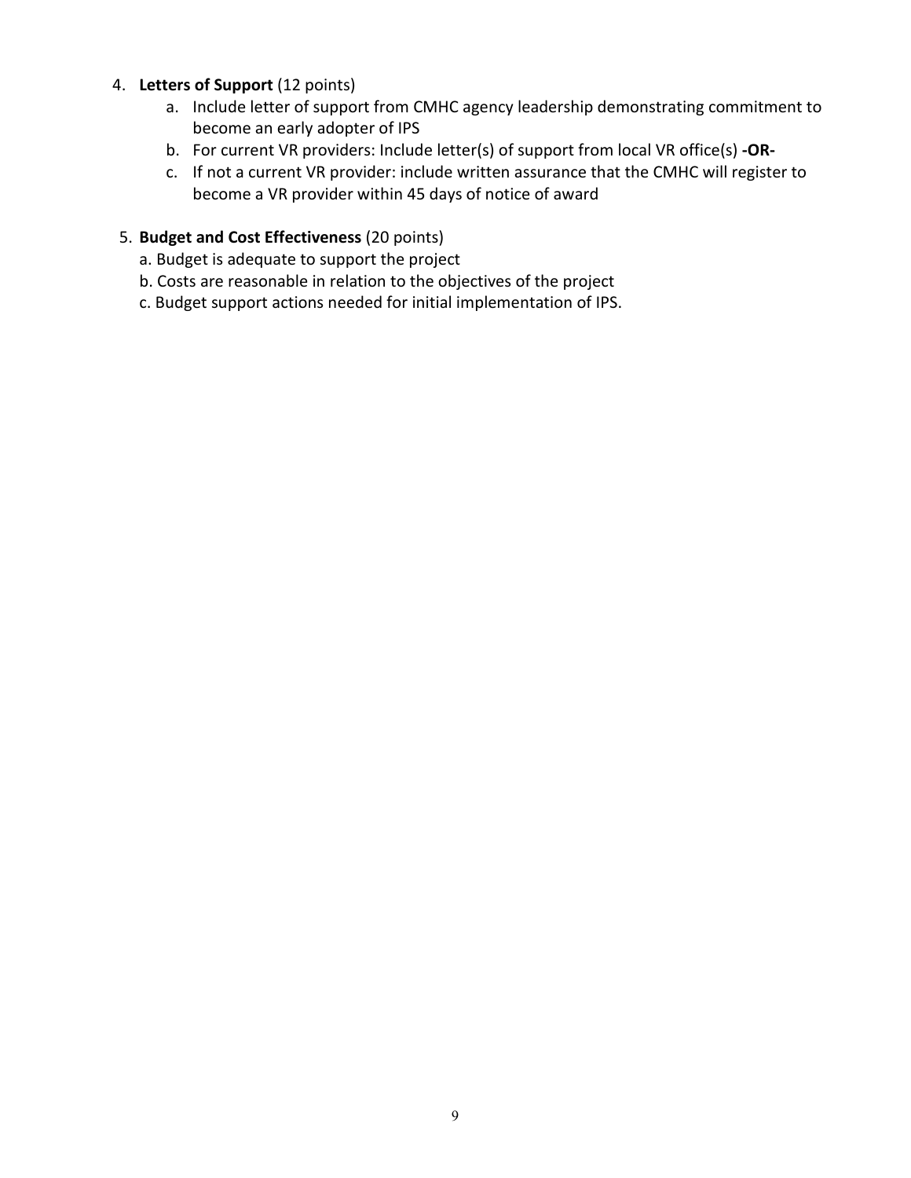4. **Letters of Support** (12 points)
    a. Include letter of support from CMHC agency leadership demonstrating commitment to become an early adopter of IPS
    b. For current VR providers: Include letter(s) of support from local VR office(s) **-OR-**
    c. If not a current VR provider: include written assurance that the CMHC will register to become a VR provider within 45 days of notice of award

5. **Budget and Cost Effectiveness** (20 points)
    a. Budget is adequate to support the project
    b. Costs are reasonable in relation to the objectives of the project
    c. Budget support actions needed for initial implementation of IPS.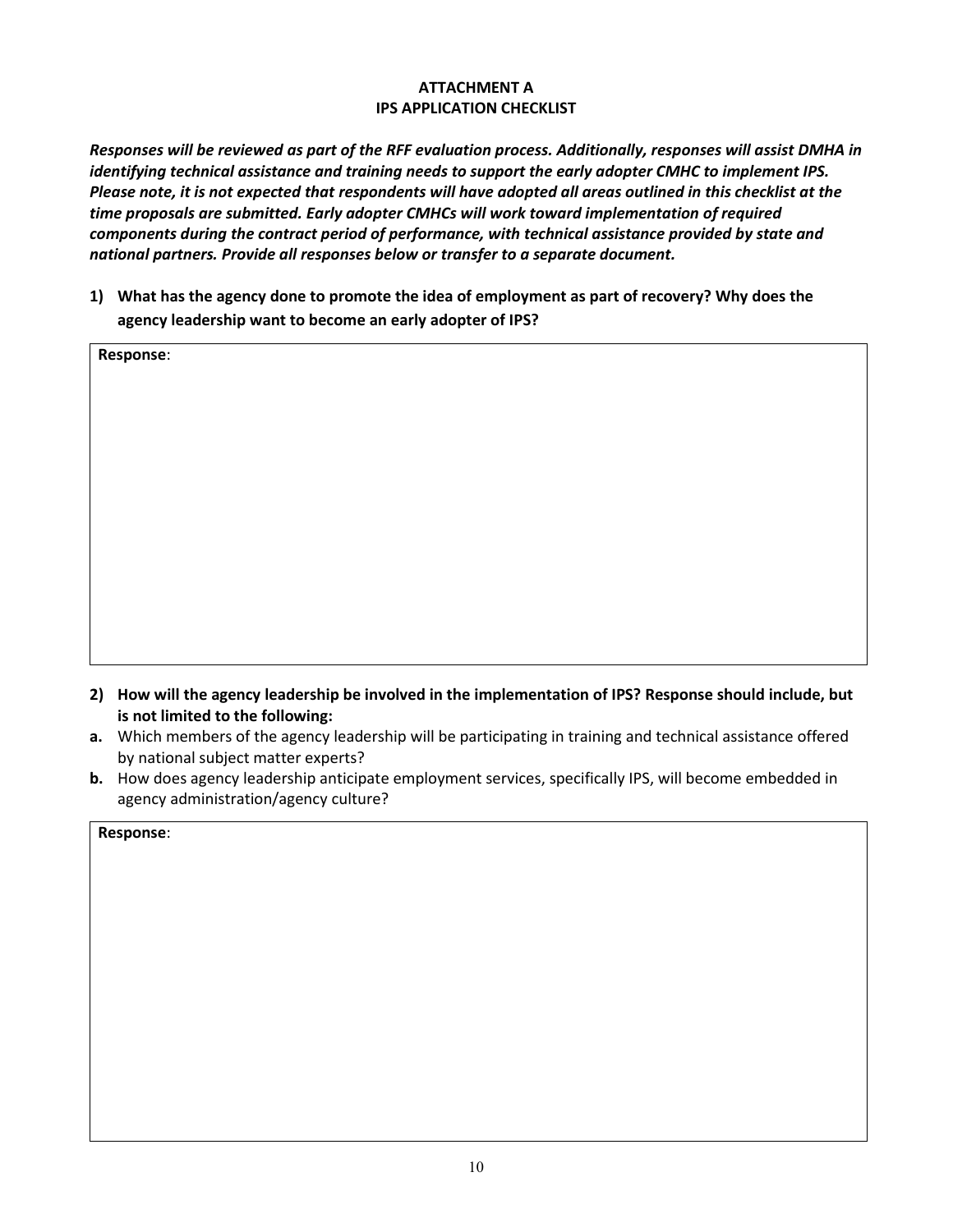**ATTACHMENT A**
**IPS APPLICATION CHECKLIST**

***Responses will be reviewed as part of the RFF evaluation process. Additionally, responses will assist DMHA in identifying technical assistance and training needs to support the early adopter CMHC to implement IPS. Please note, it is not expected that respondents will have adopted all areas outlined in this checklist at the time proposals are submitted. Early adopter CMHCs will work toward implementation of required components during the contract period of performance, with technical assistance provided by state and national partners. Provide all responses below or transfer to a separate document.***

**1) What has the agency done to promote the idea of employment as part of recovery? Why does the agency leadership want to become an early adopter of IPS?**

| **Response**: |
|---|
| |

**2) How will the agency leadership be involved in the implementation of IPS? Response should include, but is not limited to the following:**

**a.** Which members of the agency leadership will be participating in training and technical assistance offered by national subject matter experts?

**b.** How does agency leadership anticipate employment services, specifically IPS, will become embedded in agency administration/agency culture?

| **Response**: |
|---|
| |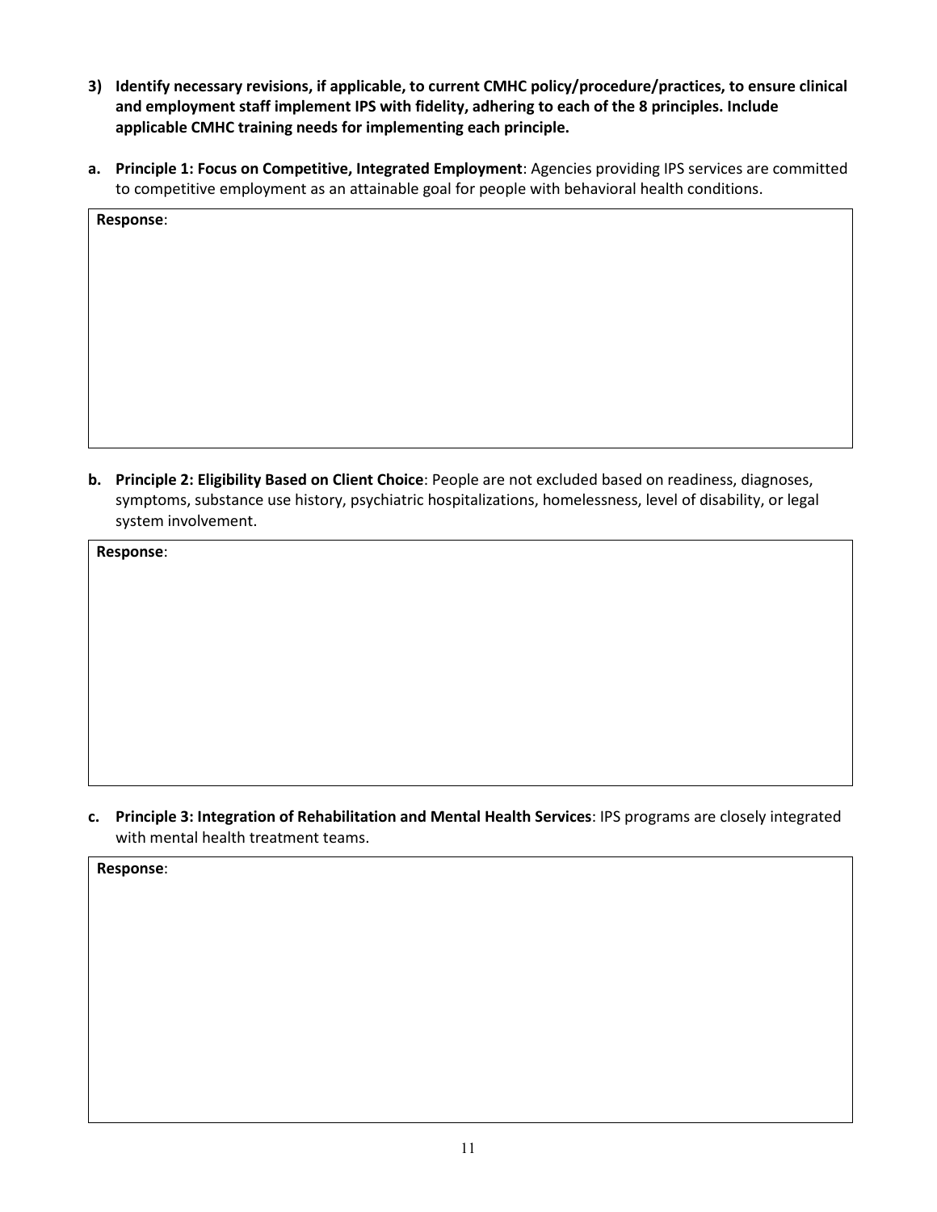**3) Identify necessary revisions, if applicable, to current CMHC policy/procedure/practices, to ensure clinical and employment staff implement IPS with fidelity, adhering to each of the 8 principles. Include applicable CMHC training needs for implementing each principle.**

**a. Principle 1: Focus on Competitive, Integrated Employment**: Agencies providing IPS services are committed to competitive employment as an attainable goal for people with behavioral health conditions.

| **Response**: |
|---|
| |

**b. Principle 2: Eligibility Based on Client Choice**: People are not excluded based on readiness, diagnoses, symptoms, substance use history, psychiatric hospitalizations, homelessness, level of disability, or legal system involvement.

| **Response**: |
|---|
| |

**c. Principle 3: Integration of Rehabilitation and Mental Health Services**: IPS programs are closely integrated with mental health treatment teams.

| **Response**: |
|---|
| |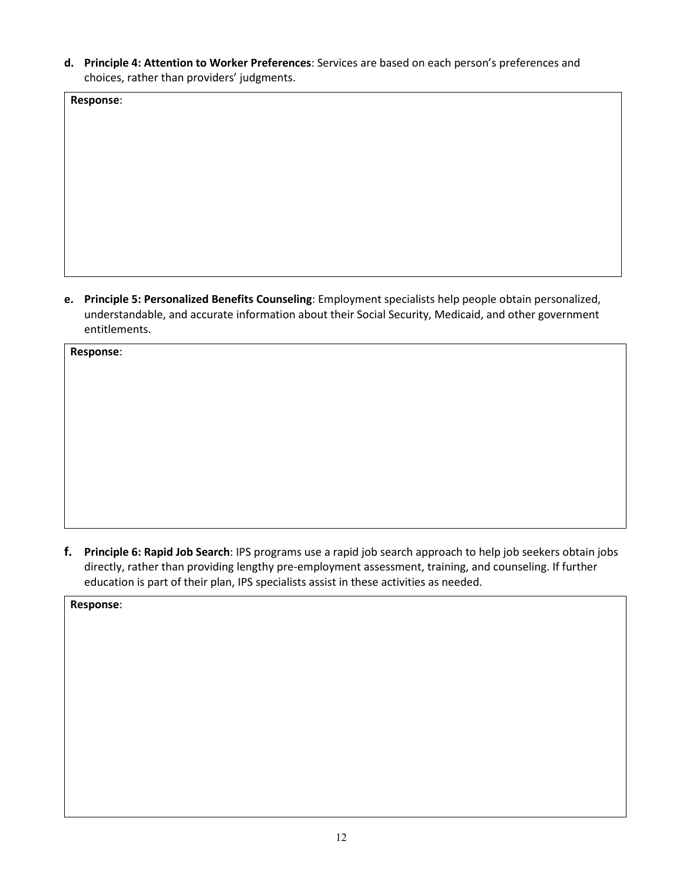d. **Principle 4: Attention to Worker Preferences**: Services are based on each person's preferences and choices, rather than providers' judgments.

| **Response**: |
| --- |
| |

e. **Principle 5: Personalized Benefits Counseling**: Employment specialists help people obtain personalized, understandable, and accurate information about their Social Security, Medicaid, and other government entitlements.

| **Response**: |
| --- |
| |

f. **Principle 6: Rapid Job Search**: IPS programs use a rapid job search approach to help job seekers obtain jobs directly, rather than providing lengthy pre-employment assessment, training, and counseling. If further education is part of their plan, IPS specialists assist in these activities as needed.

| **Response**: |
| --- |
| |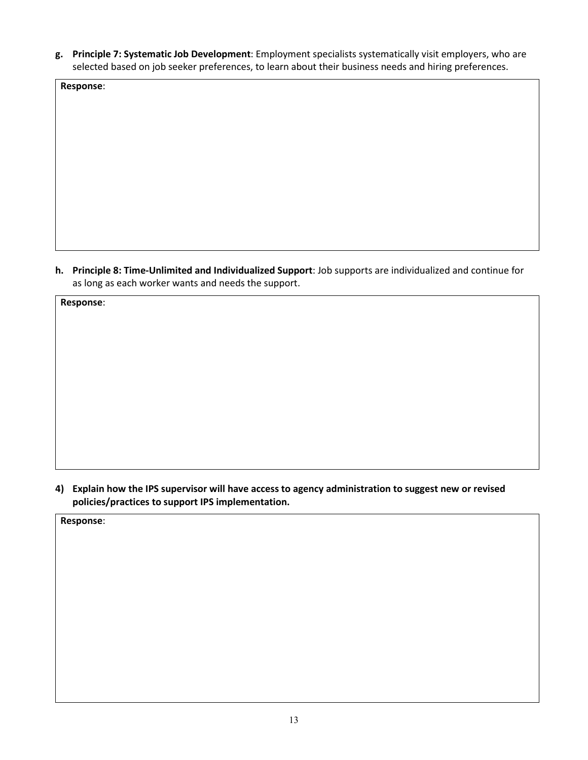g. **Principle 7: Systematic Job Development**: Employment specialists systematically visit employers, who are selected based on job seeker preferences, to learn about their business needs and hiring preferences.

**Response**:

h. **Principle 8: Time-Unlimited and Individualized Support**: Job supports are individualized and continue for as long as each worker wants and needs the support.

**Response**:

4) **Explain how the IPS supervisor will have access to agency administration to suggest new or revised policies/practices to support IPS implementation.**

**Response**: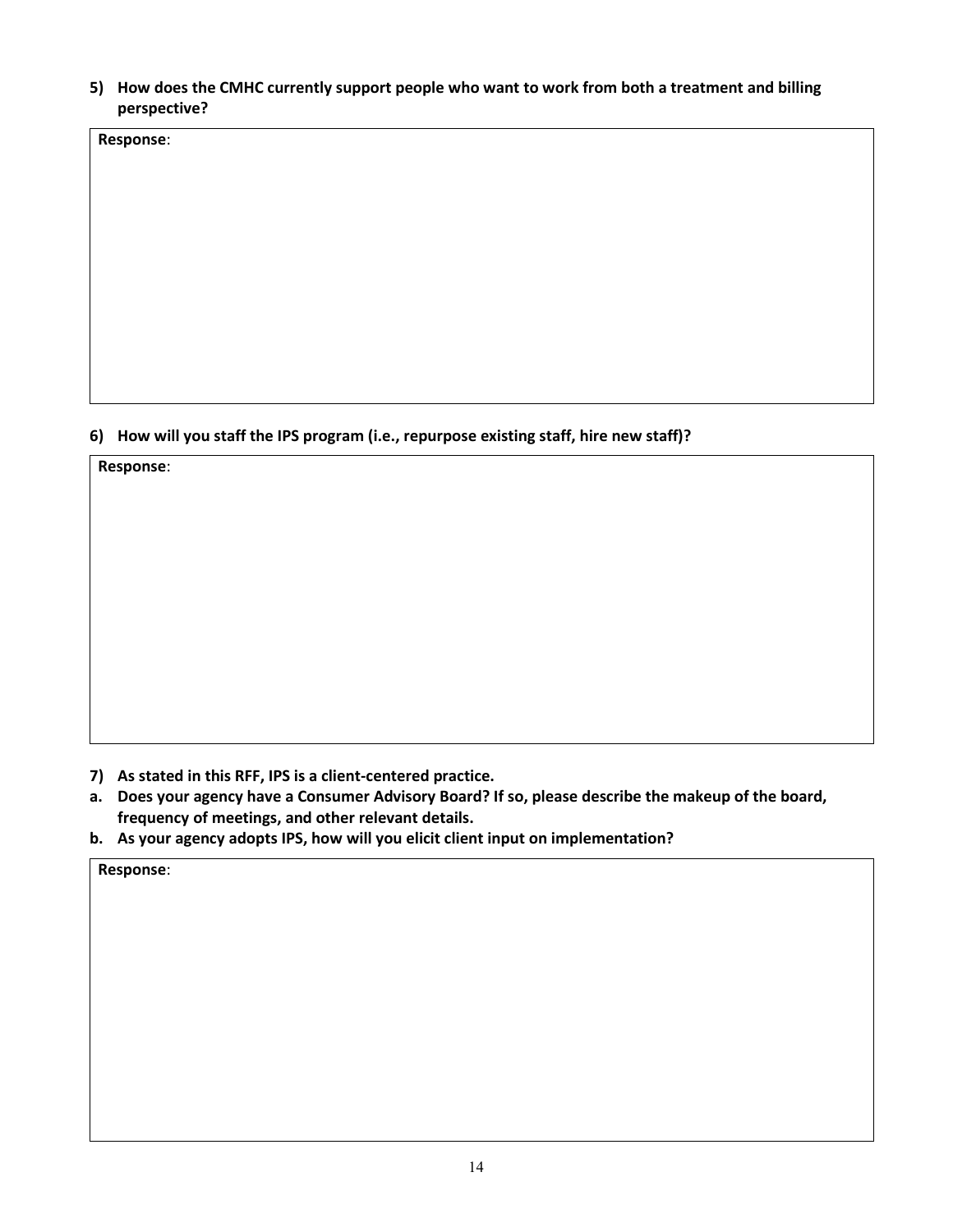**5) How does the CMHC currently support people who want to work from both a treatment and billing perspective?**

| **Response**: |
|---|
| |

**6) How will you staff the IPS program (i.e., repurpose existing staff, hire new staff)?**

| **Response**: |
|---|
| |

**7) As stated in this RFF, IPS is a client-centered practice.**

**a. Does your agency have a Consumer Advisory Board? If so, please describe the makeup of the board, frequency of meetings, and other relevant details.**

**b. As your agency adopts IPS, how will you elicit client input on implementation?**

| **Response**: |
|---|
| |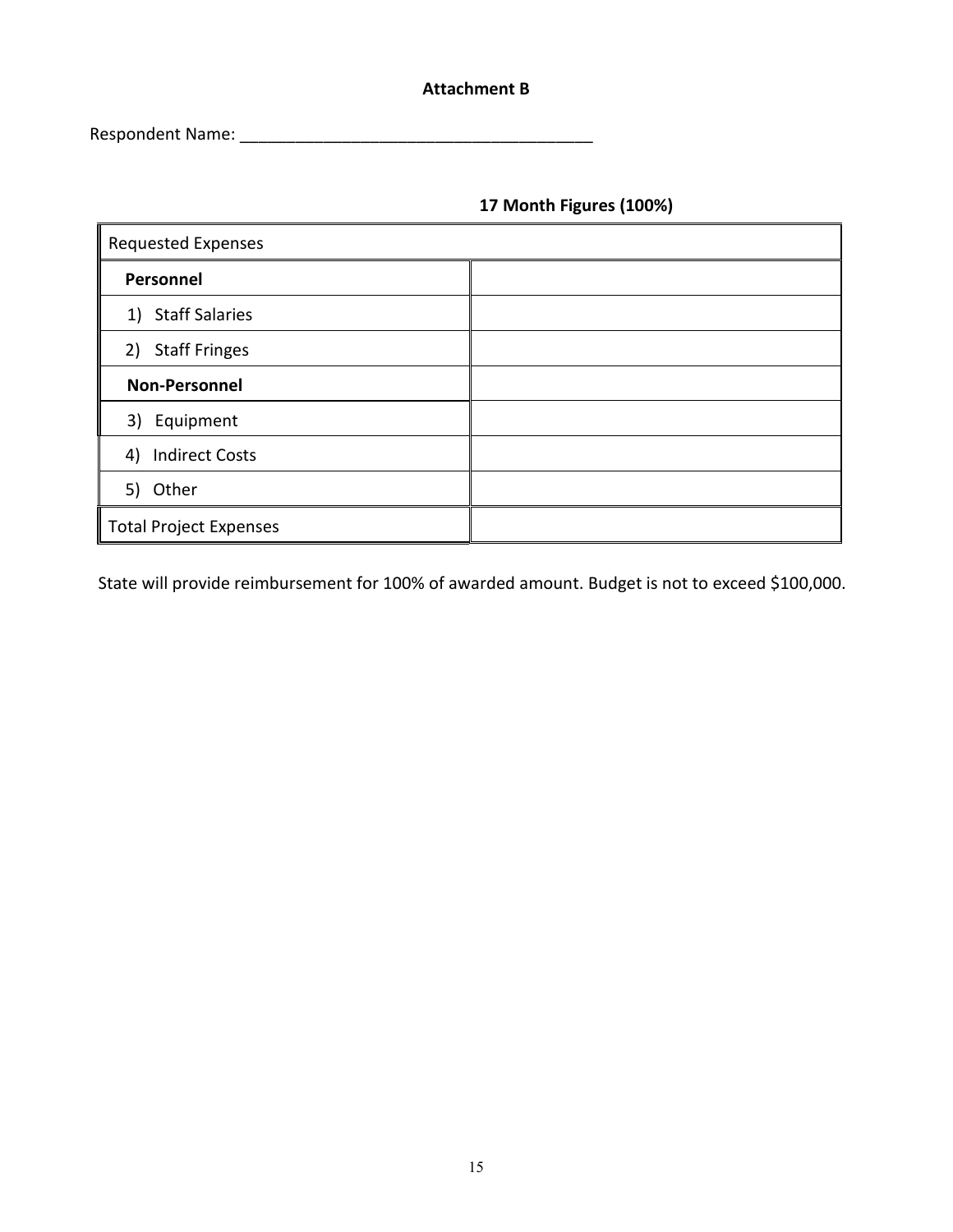**Attachment B**

Respondent Name: \_\_\_\_\_\_\_\_\_\_\_\_\_\_\_\_\_\_\_\_\_\_\_\_\_\_\_\_\_\_\_\_\_\_\_\_\_\_

| Requested Expenses | 17 Month Figures (100%) |
|---|---|
| **Personnel** | |
| 1) Staff Salaries | |
| 2) Staff Fringes | |
| **Non-Personnel** | |
| 3) Equipment | |
| 4) Indirect Costs | |
| 5) Other | |
| Total Project Expenses | |

State will provide reimbursement for 100% of awarded amount. Budget is not to exceed $100,000.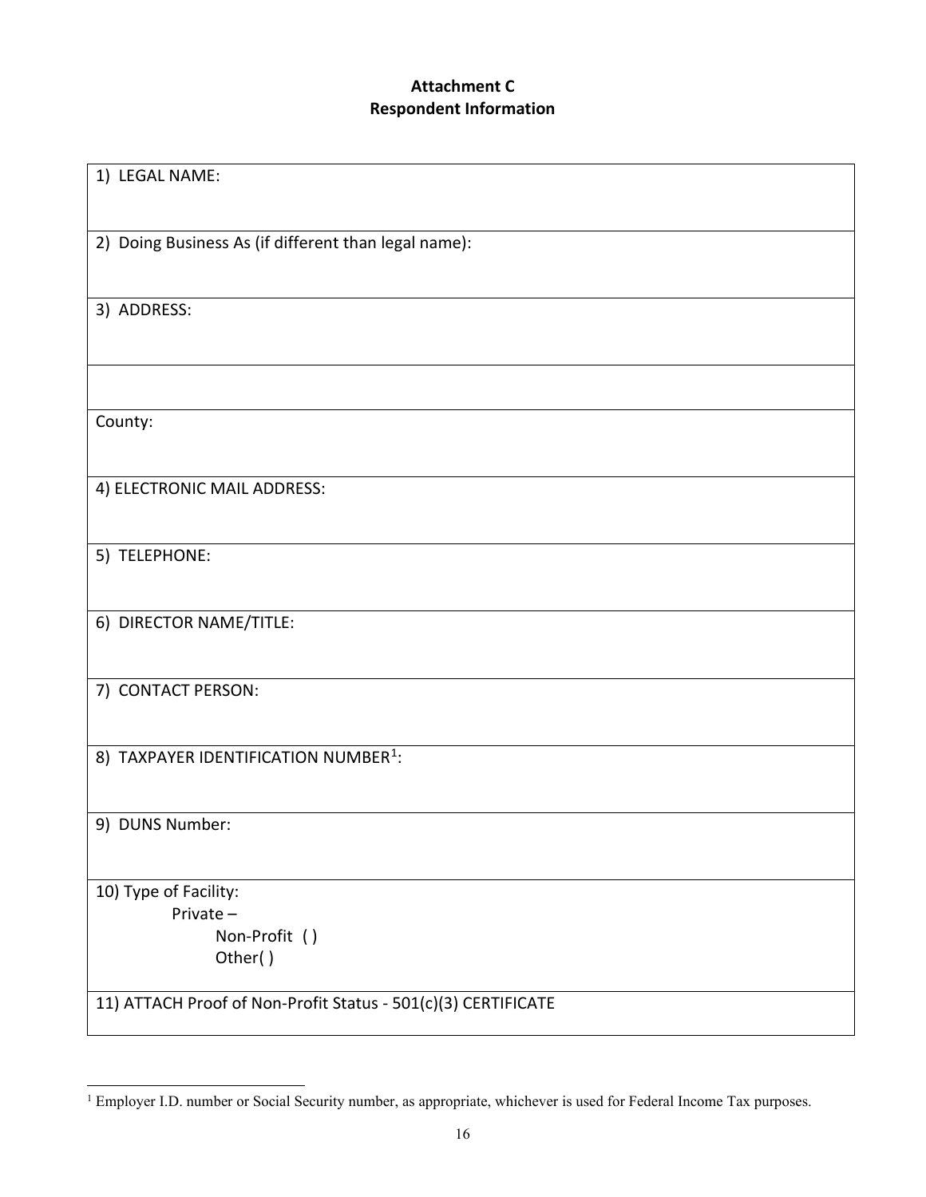# Attachment C
## Respondent Information

| 1) LEGAL NAME: |
|---|
| 2) Doing Business As (if different than legal name): |
| 3) ADDRESS: |
| |
| County: |
| 4) ELECTRONIC MAIL ADDRESS: |
| 5) TELEPHONE: |
| 6) DIRECTOR NAME/TITLE: |
| 7) CONTACT PERSON: |
| 8) TAXPAYER IDENTIFICATION NUMBER[1]: |
| 9) DUNS Number: |
| 10) Type of Facility:<br>Private –<br>Non-Profit ( )<br>Other( ) |
| 11) ATTACH Proof of Non-Profit Status - 501(c)(3) CERTIFICATE |

[1] Employer I.D. number or Social Security number, as appropriate, whichever is used for Federal Income Tax purposes.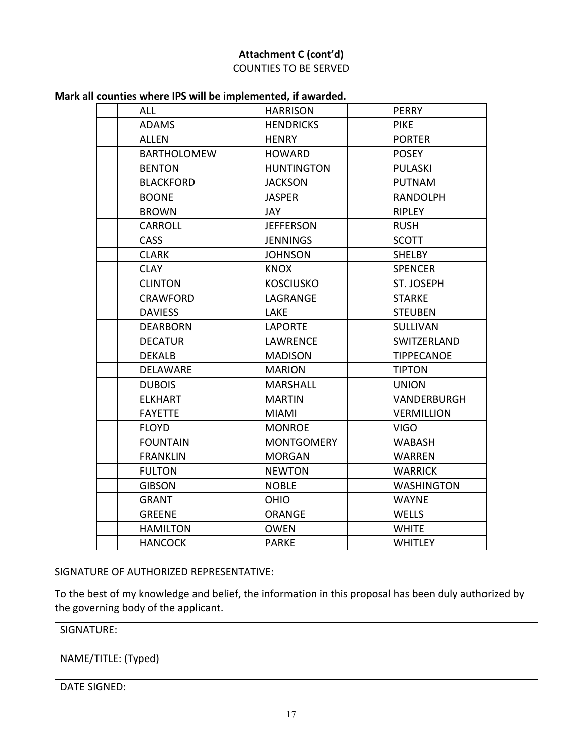**Attachment C (cont'd)**

COUNTIES TO BE SERVED

**Mark all counties where IPS will be implemented, if awarded.**

| | | | | | |
|---|---|---|---|---|---|
| | ALL | | HARRISON | | PERRY |
| | ADAMS | | HENDRICKS | | PIKE |
| | ALLEN | | HENRY | | PORTER |
| | BARTHOLOMEW | | HOWARD | | POSEY |
| | BENTON | | HUNTINGTON | | PULASKI |
| | BLACKFORD | | JACKSON | | PUTNAM |
| | BOONE | | JASPER | | RANDOLPH |
| | BROWN | | JAY | | RIPLEY |
| | CARROLL | | JEFFERSON | | RUSH |
| | CASS | | JENNINGS | | SCOTT |
| | CLARK | | JOHNSON | | SHELBY |
| | CLAY | | KNOX | | SPENCER |
| | CLINTON | | KOSCIUSKO | | ST. JOSEPH |
| | CRAWFORD | | LAGRANGE | | STARKE |
| | DAVIESS | | LAKE | | STEUBEN |
| | DEARBORN | | LAPORTE | | SULLIVAN |
| | DECATUR | | LAWRENCE | | SWITZERLAND |
| | DEKALB | | MADISON | | TIPPECANOE |
| | DELAWARE | | MARION | | TIPTON |
| | DUBOIS | | MARSHALL | | UNION |
| | ELKHART | | MARTIN | | VANDERBURGH |
| | FAYETTE | | MIAMI | | VERMILLION |
| | FLOYD | | MONROE | | VIGO |
| | FOUNTAIN | | MONTGOMERY | | WABASH |
| | FRANKLIN | | MORGAN | | WARREN |
| | FULTON | | NEWTON | | WARRICK |
| | GIBSON | | NOBLE | | WASHINGTON |
| | GRANT | | OHIO | | WAYNE |
| | GREENE | | ORANGE | | WELLS |
| | HAMILTON | | OWEN | | WHITE |
| | HANCOCK | | PARKE | | WHITLEY |

SIGNATURE OF AUTHORIZED REPRESENTATIVE:

To the best of my knowledge and belief, the information in this proposal has been duly authorized by the governing body of the applicant.

| |
|---|
| SIGNATURE: |
| NAME/TITLE: (Typed) |
| DATE SIGNED: |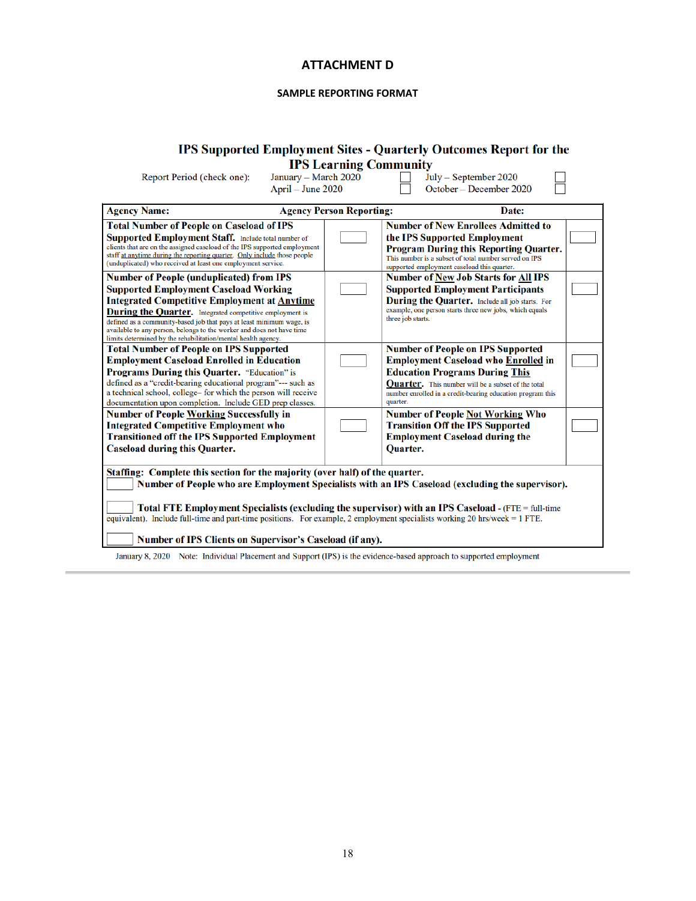# ATTACHMENT D

## SAMPLE REPORTING FORMAT

### IPS Supported Employment Sites - Quarterly Outcomes Report for the IPS Learning Community

Report Period (check one):

| | | | |
|---|---|---|---|
| January – March 2020 | ☐ | July – September 2020 | ☐ |
| April – June 2020 | ☐ | October – December 2020 | ☐ |

| **Agency Name:** | **Agency Person Reporting:** | **Date:** | |
|---|---|---|---|
| **Total Number of People on Caseload of IPS Supported Employment Staff.** Include total number of clients that are on the assigned caseload of the IPS supported employment staff at anytime during the reporting quarter. Only include those people (unduplicated) who received at least one employment service. | ☐ | **Number of New Enrollees Admitted to the IPS Supported Employment Program During this Reporting Quarter.** This number is a subset of total number served on IPS supported employment caseload this quarter. | ☐ |
| **Number of People (unduplicated) from IPS Supported Employment Caseload Working Integrated Competitive Employment at Anytime During the Quarter.** Integrated competitive employment is defined as a community-based job that pays at least minimum wage, is available to any person, belongs to the worker and does not have time limits determined by the rehabilitation/mental health agency. | ☐ | **Number of New Job Starts for All IPS Supported Employment Participants During the Quarter.** Include all job starts. For example, one person starts three new jobs, which equals three job starts. | ☐ |
| **Total Number of People on IPS Supported Employment Caseload Enrolled in Education Programs During this Quarter.** "Education" is defined as a "credit-bearing educational program"--- such as a technical school, college– for which the person will receive documentation upon completion. Include GED prep classes. | ☐ | **Number of People on IPS Supported Employment Caseload who Enrolled in Education Programs During This Quarter.** This number will be a subset of the total number enrolled in a credit-bearing education program this quarter. | ☐ |
| **Number of People Working Successfully in Integrated Competitive Employment who Transitioned off the IPS Supported Employment Caseload during this Quarter.** | ☐ | **Number of People Not Working Who Transition Off the IPS Supported Employment Caseload during the Quarter.** | ☐ |

**Staffing: Complete this section for the majority (over half) of the quarter.**

☐ **Number of People who are Employment Specialists with an IPS Caseload (excluding the supervisor).**

☐ **Total FTE Employment Specialists (excluding the supervisor) with an IPS Caseload** - (FTE = full-time equivalent). Include full-time and part-time positions. For example, 2 employment specialists working 20 hrs/week = 1 FTE.

☐ **Number of IPS Clients on Supervisor's Caseload (if any).**

January 8, 2020 Note: Individual Placement and Support (IPS) is the evidence-based approach to supported employment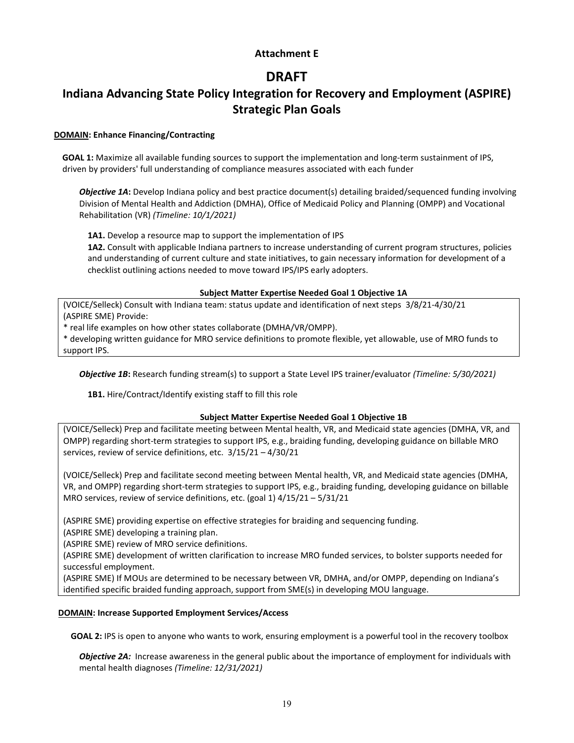**Attachment E**

# DRAFT

## Indiana Advancing State Policy Integration for Recovery and Employment (ASPIRE) Strategic Plan Goals

**<u>DOMAIN</u>: Enhance Financing/Contracting**

**GOAL 1:** Maximize all available funding sources to support the implementation and long-term sustainment of IPS, driven by providers' full understanding of compliance measures associated with each funder

***Objective 1A*:** Develop Indiana policy and best practice document(s) detailing braided/sequenced funding involving Division of Mental Health and Addiction (DMHA), Office of Medicaid Policy and Planning (OMPP) and Vocational Rehabilitation (VR) *(Timeline: 10/1/2021)*

**1A1.** Develop a resource map to support the implementation of IPS

**1A2.** Consult with applicable Indiana partners to increase understanding of current program structures, policies and understanding of current culture and state initiatives, to gain necessary information for development of a checklist outlining actions needed to move toward IPS/IPS early adopters.

**Subject Matter Expertise Needed Goal 1 Objective 1A**

(VOICE/Selleck) Consult with Indiana team: status update and identification of next steps 3/8/21-4/30/21
(ASPIRE SME) Provide:
* real life examples on how other states collaborate (DMHA/VR/OMPP).
* developing written guidance for MRO service definitions to promote flexible, yet allowable, use of MRO funds to support IPS.

***Objective 1B*:** Research funding stream(s) to support a State Level IPS trainer/evaluator *(Timeline: 5/30/2021)*

**1B1.** Hire/Contract/Identify existing staff to fill this role

**Subject Matter Expertise Needed Goal 1 Objective 1B**

(VOICE/Selleck) Prep and facilitate meeting between Mental health, VR, and Medicaid state agencies (DMHA, VR, and OMPP) regarding short-term strategies to support IPS, e.g., braiding funding, developing guidance on billable MRO services, review of service definitions, etc. 3/15/21 – 4/30/21

(VOICE/Selleck) Prep and facilitate second meeting between Mental health, VR, and Medicaid state agencies (DMHA, VR, and OMPP) regarding short-term strategies to support IPS, e.g., braiding funding, developing guidance on billable MRO services, review of service definitions, etc. (goal 1) 4/15/21 – 5/31/21

(ASPIRE SME) providing expertise on effective strategies for braiding and sequencing funding.
(ASPIRE SME) developing a training plan.
(ASPIRE SME) review of MRO service definitions.
(ASPIRE SME) development of written clarification to increase MRO funded services, to bolster supports needed for successful employment.
(ASPIRE SME) If MOUs are determined to be necessary between VR, DMHA, and/or OMPP, depending on Indiana's identified specific braided funding approach, support from SME(s) in developing MOU language.

**<u>DOMAIN</u>: Increase Supported Employment Services/Access**

**GOAL 2:** IPS is open to anyone who wants to work, ensuring employment is a powerful tool in the recovery toolbox

***Objective 2A:*** Increase awareness in the general public about the importance of employment for individuals with mental health diagnoses *(Timeline: 12/31/2021)*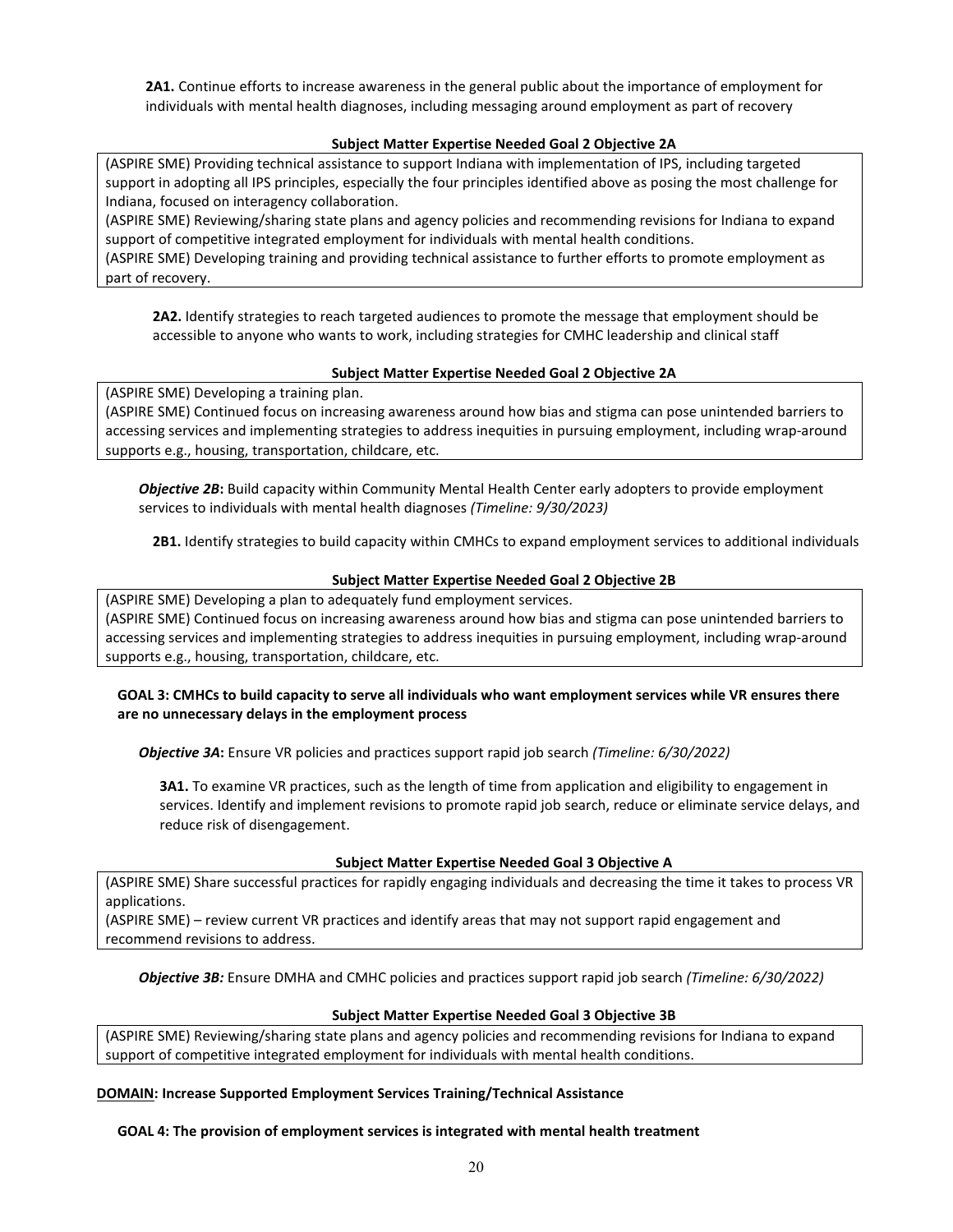**2A1.** Continue efforts to increase awareness in the general public about the importance of employment for individuals with mental health diagnoses, including messaging around employment as part of recovery

**Subject Matter Expertise Needed Goal 2 Objective 2A**

| (ASPIRE SME) Providing technical assistance to support Indiana with implementation of IPS, including targeted support in adopting all IPS principles, especially the four principles identified above as posing the most challenge for Indiana, focused on interagency collaboration. (ASPIRE SME) Reviewing/sharing state plans and agency policies and recommending revisions for Indiana to expand support of competitive integrated employment for individuals with mental health conditions. (ASPIRE SME) Developing training and providing technical assistance to further efforts to promote employment as part of recovery. |
|---|

**2A2.** Identify strategies to reach targeted audiences to promote the message that employment should be accessible to anyone who wants to work, including strategies for CMHC leadership and clinical staff

**Subject Matter Expertise Needed Goal 2 Objective 2A**

| (ASPIRE SME) Developing a training plan. (ASPIRE SME) Continued focus on increasing awareness around how bias and stigma can pose unintended barriers to accessing services and implementing strategies to address inequities in pursuing employment, including wrap-around supports e.g., housing, transportation, childcare, etc. |
|---|

***Objective 2B*:** Build capacity within Community Mental Health Center early adopters to provide employment services to individuals with mental health diagnoses *(Timeline: 9/30/2023)*

**2B1.** Identify strategies to build capacity within CMHCs to expand employment services to additional individuals

**Subject Matter Expertise Needed Goal 2 Objective 2B**

| (ASPIRE SME) Developing a plan to adequately fund employment services. (ASPIRE SME) Continued focus on increasing awareness around how bias and stigma can pose unintended barriers to accessing services and implementing strategies to address inequities in pursuing employment, including wrap-around supports e.g., housing, transportation, childcare, etc. |
|---|

**GOAL 3: CMHCs to build capacity to serve all individuals who want employment services while VR ensures there are no unnecessary delays in the employment process**

***Objective 3A*:** Ensure VR policies and practices support rapid job search *(Timeline: 6/30/2022)*

**3A1.** To examine VR practices, such as the length of time from application and eligibility to engagement in services. Identify and implement revisions to promote rapid job search, reduce or eliminate service delays, and reduce risk of disengagement.

**Subject Matter Expertise Needed Goal 3 Objective A**

| (ASPIRE SME) Share successful practices for rapidly engaging individuals and decreasing the time it takes to process VR applications. (ASPIRE SME) – review current VR practices and identify areas that may not support rapid engagement and recommend revisions to address. |
|---|

***Objective 3B:*** Ensure DMHA and CMHC policies and practices support rapid job search *(Timeline: 6/30/2022)*

**Subject Matter Expertise Needed Goal 3 Objective 3B**

| (ASPIRE SME) Reviewing/sharing state plans and agency policies and recommending revisions for Indiana to expand support of competitive integrated employment for individuals with mental health conditions. |
|---|

**<u>DOMAIN</u>: Increase Supported Employment Services Training/Technical Assistance**

**GOAL 4: The provision of employment services is integrated with mental health treatment**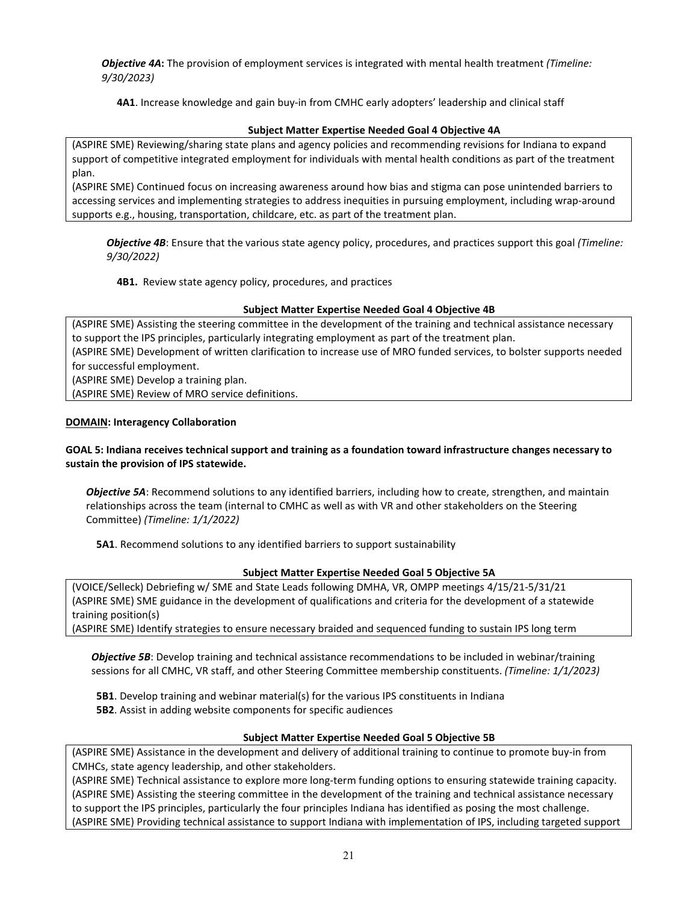***Objective 4A*:** The provision of employment services is integrated with mental health treatment *(Timeline: 9/30/2023)*

**4A1**. Increase knowledge and gain buy-in from CMHC early adopters' leadership and clinical staff

**Subject Matter Expertise Needed Goal 4 Objective 4A**

| (ASPIRE SME) Reviewing/sharing state plans and agency policies and recommending revisions for Indiana to expand support of competitive integrated employment for individuals with mental health conditions as part of the treatment plan.<br>(ASPIRE SME) Continued focus on increasing awareness around how bias and stigma can pose unintended barriers to accessing services and implementing strategies to address inequities in pursuing employment, including wrap-around supports e.g., housing, transportation, childcare, etc. as part of the treatment plan. |
|---|

***Objective 4B***: Ensure that the various state agency policy, procedures, and practices support this goal *(Timeline: 9/30/2022)*

**4B1.** Review state agency policy, procedures, and practices

**Subject Matter Expertise Needed Goal 4 Objective 4B**

| (ASPIRE SME) Assisting the steering committee in the development of the training and technical assistance necessary to support the IPS principles, particularly integrating employment as part of the treatment plan.<br>(ASPIRE SME) Development of written clarification to increase use of MRO funded services, to bolster supports needed for successful employment.<br>(ASPIRE SME) Develop a training plan.<br>(ASPIRE SME) Review of MRO service definitions. |
|---|

**DOMAIN: Interagency Collaboration**

**GOAL 5: Indiana receives technical support and training as a foundation toward infrastructure changes necessary to sustain the provision of IPS statewide.**

***Objective 5A***: Recommend solutions to any identified barriers, including how to create, strengthen, and maintain relationships across the team (internal to CMHC as well as with VR and other stakeholders on the Steering Committee) *(Timeline: 1/1/2022)*

**5A1**. Recommend solutions to any identified barriers to support sustainability

**Subject Matter Expertise Needed Goal 5 Objective 5A**

| (VOICE/Selleck) Debriefing w/ SME and State Leads following DMHA, VR, OMPP meetings 4/15/21-5/31/21<br>(ASPIRE SME) SME guidance in the development of qualifications and criteria for the development of a statewide training position(s)<br>(ASPIRE SME) Identify strategies to ensure necessary braided and sequenced funding to sustain IPS long term |
|---|

***Objective 5B***: Develop training and technical assistance recommendations to be included in webinar/training sessions for all CMHC, VR staff, and other Steering Committee membership constituents. *(Timeline: 1/1/2023)*

**5B1**. Develop training and webinar material(s) for the various IPS constituents in Indiana
**5B2**. Assist in adding website components for specific audiences

**Subject Matter Expertise Needed Goal 5 Objective 5B**

| (ASPIRE SME) Assistance in the development and delivery of additional training to continue to promote buy-in from CMHCs, state agency leadership, and other stakeholders.<br>(ASPIRE SME) Technical assistance to explore more long-term funding options to ensuring statewide training capacity.<br>(ASPIRE SME) Assisting the steering committee in the development of the training and technical assistance necessary to support the IPS principles, particularly the four principles Indiana has identified as posing the most challenge.<br>(ASPIRE SME) Providing technical assistance to support Indiana with implementation of IPS, including targeted support |
|---|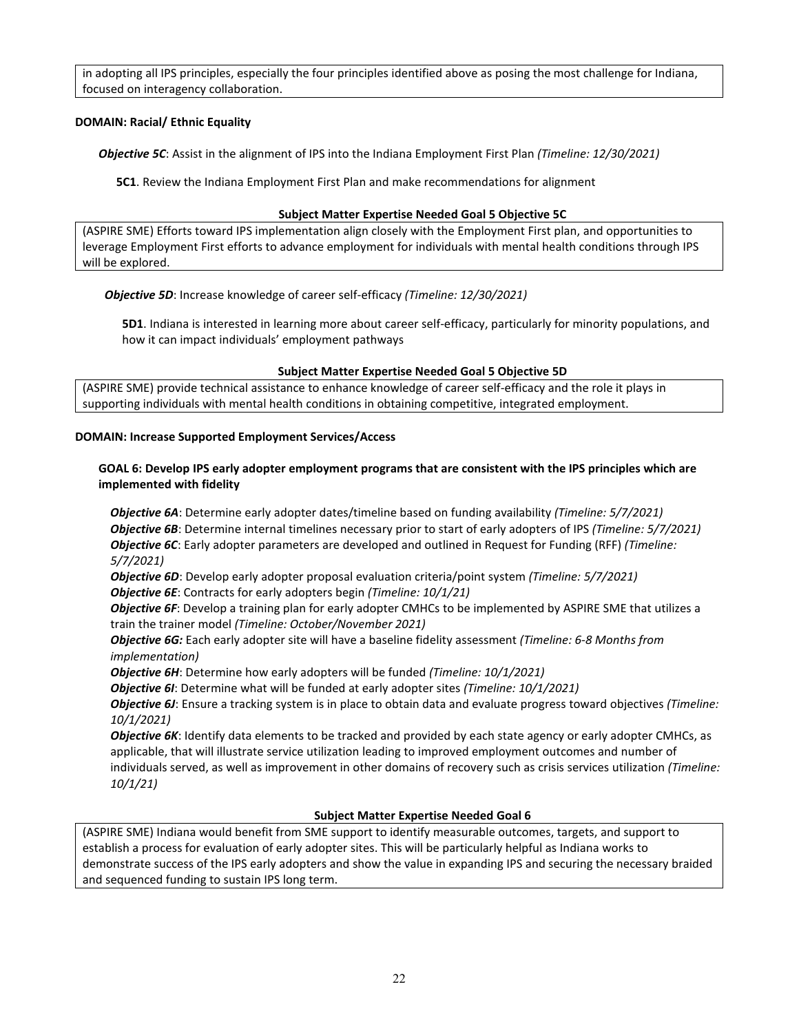in adopting all IPS principles, especially the four principles identified above as posing the most challenge for Indiana, focused on interagency collaboration.

**DOMAIN: Racial/ Ethnic Equality**

***Objective 5C***: Assist in the alignment of IPS into the Indiana Employment First Plan *(Timeline: 12/30/2021)*

**5C1**. Review the Indiana Employment First Plan and make recommendations for alignment

**Subject Matter Expertise Needed Goal 5 Objective 5C**

(ASPIRE SME) Efforts toward IPS implementation align closely with the Employment First plan, and opportunities to leverage Employment First efforts to advance employment for individuals with mental health conditions through IPS will be explored.

***Objective 5D***: Increase knowledge of career self-efficacy *(Timeline: 12/30/2021)*

**5D1**. Indiana is interested in learning more about career self-efficacy, particularly for minority populations, and how it can impact individuals' employment pathways

**Subject Matter Expertise Needed Goal 5 Objective 5D**

(ASPIRE SME) provide technical assistance to enhance knowledge of career self-efficacy and the role it plays in supporting individuals with mental health conditions in obtaining competitive, integrated employment.

**DOMAIN: Increase Supported Employment Services/Access**

**GOAL 6: Develop IPS early adopter employment programs that are consistent with the IPS principles which are implemented with fidelity**

***Objective 6A***: Determine early adopter dates/timeline based on funding availability *(Timeline: 5/7/2021)*
***Objective 6B***: Determine internal timelines necessary prior to start of early adopters of IPS *(Timeline: 5/7/2021)*
***Objective 6C***: Early adopter parameters are developed and outlined in Request for Funding (RFF) *(Timeline: 5/7/2021)*
***Objective 6D***: Develop early adopter proposal evaluation criteria/point system *(Timeline: 5/7/2021)*
***Objective 6E***: Contracts for early adopters begin *(Timeline: 10/1/21)*
***Objective 6F***: Develop a training plan for early adopter CMHCs to be implemented by ASPIRE SME that utilizes a train the trainer model *(Timeline: October/November 2021)*
***Objective 6G:*** Each early adopter site will have a baseline fidelity assessment *(Timeline: 6-8 Months from implementation)*
***Objective 6H***: Determine how early adopters will be funded *(Timeline: 10/1/2021)*
***Objective 6I***: Determine what will be funded at early adopter sites *(Timeline: 10/1/2021)*
***Objective 6J***: Ensure a tracking system is in place to obtain data and evaluate progress toward objectives *(Timeline: 10/1/2021)*
***Objective 6K***: Identify data elements to be tracked and provided by each state agency or early adopter CMHCs, as applicable, that will illustrate service utilization leading to improved employment outcomes and number of individuals served, as well as improvement in other domains of recovery such as crisis services utilization *(Timeline: 10/1/21)*

**Subject Matter Expertise Needed Goal 6**

(ASPIRE SME) Indiana would benefit from SME support to identify measurable outcomes, targets, and support to establish a process for evaluation of early adopter sites. This will be particularly helpful as Indiana works to demonstrate success of the IPS early adopters and show the value in expanding IPS and securing the necessary braided and sequenced funding to sustain IPS long term.